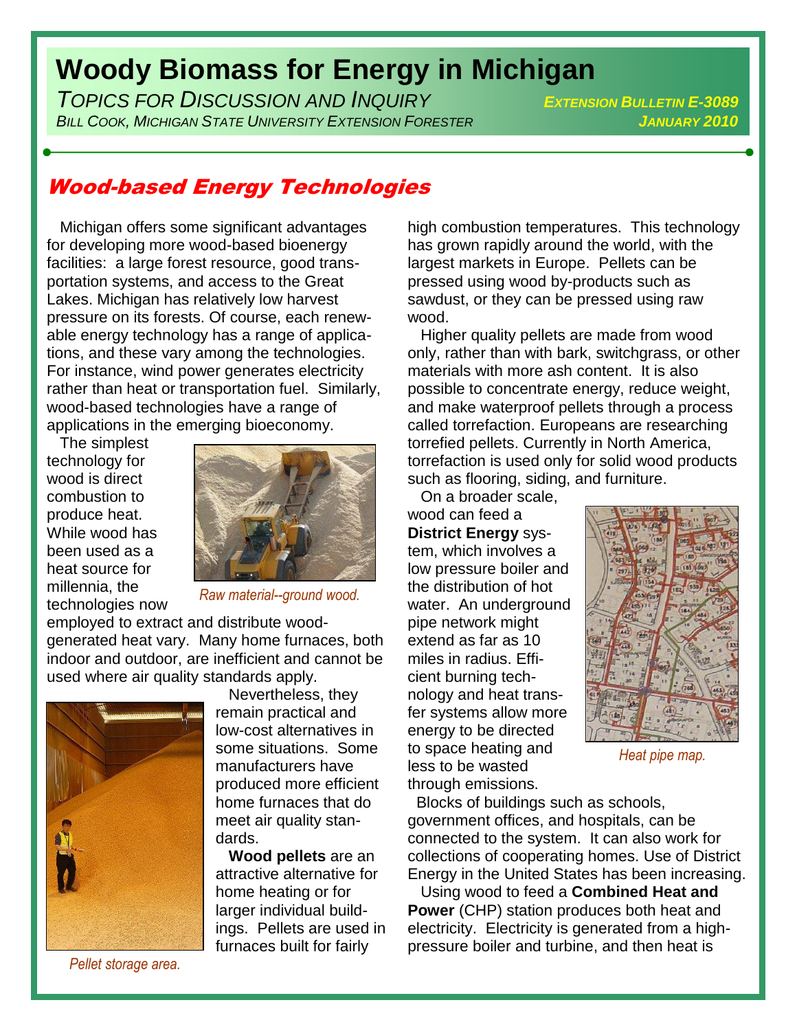# Woody Biomass for Energy in Michigan

*TOPICS FOR DISCUSSION AND INQUIRY*

*BILL COOK, MICHIGAN STATE UNIVERSITY EXTENSION FORESTER*

*EXTENSION BULLETIN E-3089*

*JANUARY 2010*

## Wood-based Energy Technologies

Michigan offers some significant advantages for developing more wood-based bioenergy facilities: a large forest resource, good transportation systems, and access to the Great Lakes. Michigan has relatively low harvest pressure on its forests. Of course, each renewable energy technology has a range of applications, and these vary among the technologies. For instance, wind power generates electricity rather than heat or transportation fuel. Similarly, wood-based technologies have a range of applications in the emerging bioeconomy.

The simplest technology for wood is direct combustion to produce heat. While wood has been used as a heat source for millennia, the technologies now employed to extract and distribute wood-generated heat vary. Many home furnaces, both indoor and outdoor, are inefficient and cannot be used where air quality standards apply.

*Raw material--ground wood.*

Nevertheless, they remain practical and low-cost alternatives in some situations. Some manufacturers have produced more efficient home furnaces that do meet air quality standards.

*Pellet storage area.*

**Wood pellets** are an attractive alternative for home heating or for larger individual buildings. Pellets are used in furnaces built for fairly high combustion temperatures. This technology has grown rapidly around the world, with the largest markets in Europe. Pellets can be pressed using wood by-products such as sawdust, or they can be pressed using raw wood.

Higher quality pellets are made from wood only, rather than with bark, switchgrass, or other materials with more ash content. It is also possible to concentrate energy, reduce weight, and make waterproof pellets through a process called torrefaction. Europeans are researching torrefied pellets. Currently in North America, torrefaction is used only for solid wood products such as flooring, siding, and furniture.

On a broader scale, wood can feed a **District Energy** system, which involves a low pressure boiler and the distribution of hot water. An underground pipe network might extend as far as 10 miles in radius. Efficient burning technology and heat transfer systems allow more energy to be directed to space heating and less to be wasted through emissions.

*Heat pipe map.*

Blocks of buildings such as schools, government offices, and hospitals, can be connected to the system. It can also work for collections of cooperating homes. Use of District Energy in the United States has been increasing.

Using wood to feed a **Combined Heat and Power** (CHP) station produces both heat and electricity. Electricity is generated from a high-pressure boiler and turbine, and then heat is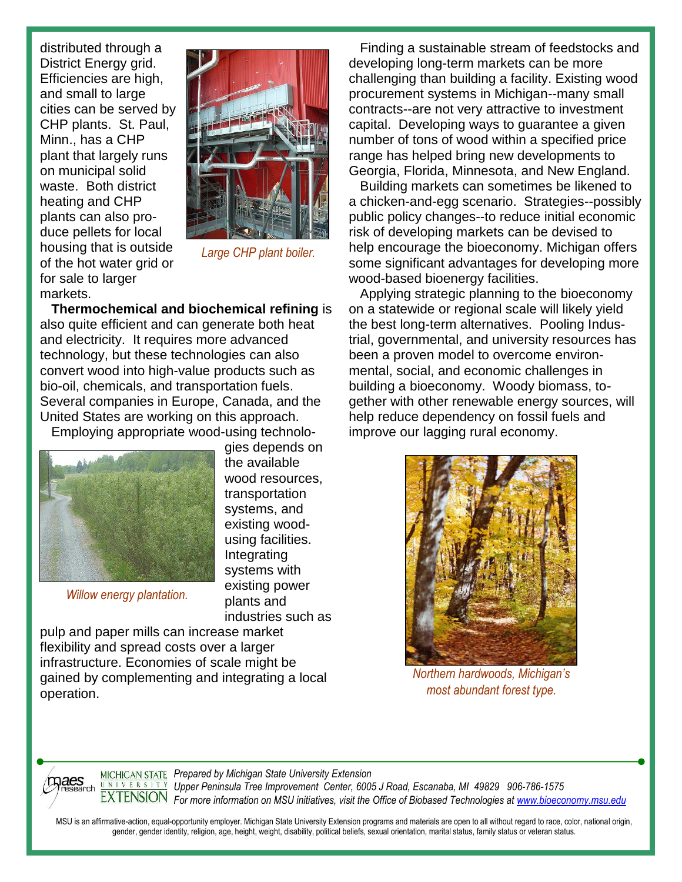distributed through a District Energy grid. Efficiencies are high, and small to large cities can be served by CHP plants. St. Paul, Minn., has a CHP plant that largely runs on municipal solid waste. Both district heating and CHP plants can also produce pellets for local housing that is outside of the hot water grid or for sale to larger markets.

*Large CHP plant boiler.*

**Thermochemical and biochemical refining** is also quite efficient and can generate both heat and electricity. It requires more advanced technology, but these technologies can also convert wood into high-value products such as bio-oil, chemicals, and transportation fuels. Several companies in Europe, Canada, and the United States are working on this approach.

Employing appropriate wood-using technologies depends on the available wood resources, transportation systems, and existing wood-using facilities. Integrating systems with existing power plants and industries such as pulp and paper mills can increase market flexibility and spread costs over a larger infrastructure. Economies of scale might be gained by complementing and integrating a local operation.

*Willow energy plantation.*

Finding a sustainable stream of feedstocks and developing long-term markets can be more challenging than building a facility. Existing wood procurement systems in Michigan--many small contracts--are not very attractive to investment capital. Developing ways to guarantee a given number of tons of wood within a specified price range has helped bring new developments to Georgia, Florida, Minnesota, and New England.

Building markets can sometimes be likened to a chicken-and-egg scenario. Strategies--possibly public policy changes--to reduce initial economic risk of developing markets can be devised to help encourage the bioeconomy. Michigan offers some significant advantages for developing more wood-based bioenergy facilities.

Applying strategic planning to the bioeconomy on a statewide or regional scale will likely yield the best long-term alternatives. Pooling Industrial, governmental, and university resources has been a proven model to overcome environmental, social, and economic challenges in building a bioeconomy. Woody biomass, together with other renewable energy sources, will help reduce dependency on fossil fuels and improve our lagging rural economy.

*Northern hardwoods, Michigan's most abundant forest type.*

*Prepared by Michigan State University Extension*
*Upper Peninsula Tree Improvement Center, 6005 J Road, Escanaba, MI 49829 906-786-1575*
*For more information on MSU initiatives, visit the Office of Biobased Technologies at www.bioeconomy.msu.edu*

MSU is an affirmative-action, equal-opportunity employer. Michigan State University Extension programs and materials are open to all without regard to race, color, national origin, gender, gender identity, religion, age, height, weight, disability, political beliefs, sexual orientation, marital status, family status or veteran status.